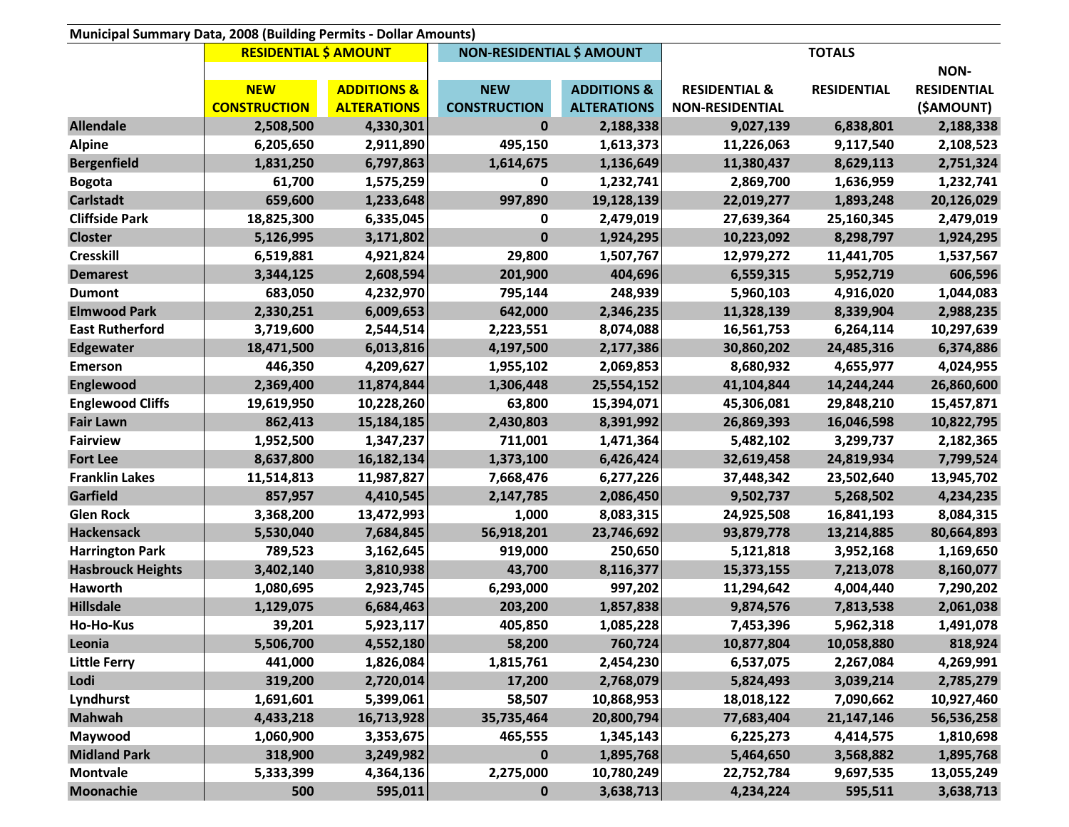**Municipal Summary Data, 2008 (Building Permits - Dollar Amounts)**

| | RESIDENTIAL $ AMOUNT | | NON-RESIDENTIAL $ AMOUNT | | TOTALS | | |
|---|---|---|---|---|---|---|---|
| | NEW CONSTRUCTION | ADDITIONS & ALTERATIONS | NEW CONSTRUCTION | ADDITIONS & ALTERATIONS | RESIDENTIAL & NON-RESIDENTIAL | RESIDENTIAL | NON-RESIDENTIAL ($AMOUNT) |
| **Allendale** | 2,508,500 | 4,330,301 | 0 | 2,188,338 | 9,027,139 | 6,838,801 | 2,188,338 |
| **Alpine** | 6,205,650 | 2,911,890 | 495,150 | 1,613,373 | 11,226,063 | 9,117,540 | 2,108,523 |
| **Bergenfield** | 1,831,250 | 6,797,863 | 1,614,675 | 1,136,649 | 11,380,437 | 8,629,113 | 2,751,324 |
| **Bogota** | 61,700 | 1,575,259 | 0 | 1,232,741 | 2,869,700 | 1,636,959 | 1,232,741 |
| **Carlstadt** | 659,600 | 1,233,648 | 997,890 | 19,128,139 | 22,019,277 | 1,893,248 | 20,126,029 |
| **Cliffside Park** | 18,825,300 | 6,335,045 | 0 | 2,479,019 | 27,639,364 | 25,160,345 | 2,479,019 |
| **Closter** | 5,126,995 | 3,171,802 | 0 | 1,924,295 | 10,223,092 | 8,298,797 | 1,924,295 |
| **Cresskill** | 6,519,881 | 4,921,824 | 29,800 | 1,507,767 | 12,979,272 | 11,441,705 | 1,537,567 |
| **Demarest** | 3,344,125 | 2,608,594 | 201,900 | 404,696 | 6,559,315 | 5,952,719 | 606,596 |
| **Dumont** | 683,050 | 4,232,970 | 795,144 | 248,939 | 5,960,103 | 4,916,020 | 1,044,083 |
| **Elmwood Park** | 2,330,251 | 6,009,653 | 642,000 | 2,346,235 | 11,328,139 | 8,339,904 | 2,988,235 |
| **East Rutherford** | 3,719,600 | 2,544,514 | 2,223,551 | 8,074,088 | 16,561,753 | 6,264,114 | 10,297,639 |
| **Edgewater** | 18,471,500 | 6,013,816 | 4,197,500 | 2,177,386 | 30,860,202 | 24,485,316 | 6,374,886 |
| **Emerson** | 446,350 | 4,209,627 | 1,955,102 | 2,069,853 | 8,680,932 | 4,655,977 | 4,024,955 |
| **Englewood** | 2,369,400 | 11,874,844 | 1,306,448 | 25,554,152 | 41,104,844 | 14,244,244 | 26,860,600 |
| **Englewood Cliffs** | 19,619,950 | 10,228,260 | 63,800 | 15,394,071 | 45,306,081 | 29,848,210 | 15,457,871 |
| **Fair Lawn** | 862,413 | 15,184,185 | 2,430,803 | 8,391,992 | 26,869,393 | 16,046,598 | 10,822,795 |
| **Fairview** | 1,952,500 | 1,347,237 | 711,001 | 1,471,364 | 5,482,102 | 3,299,737 | 2,182,365 |
| **Fort Lee** | 8,637,800 | 16,182,134 | 1,373,100 | 6,426,424 | 32,619,458 | 24,819,934 | 7,799,524 |
| **Franklin Lakes** | 11,514,813 | 11,987,827 | 7,668,476 | 6,277,226 | 37,448,342 | 23,502,640 | 13,945,702 |
| **Garfield** | 857,957 | 4,410,545 | 2,147,785 | 2,086,450 | 9,502,737 | 5,268,502 | 4,234,235 |
| **Glen Rock** | 3,368,200 | 13,472,993 | 1,000 | 8,083,315 | 24,925,508 | 16,841,193 | 8,084,315 |
| **Hackensack** | 5,530,040 | 7,684,845 | 56,918,201 | 23,746,692 | 93,879,778 | 13,214,885 | 80,664,893 |
| **Harrington Park** | 789,523 | 3,162,645 | 919,000 | 250,650 | 5,121,818 | 3,952,168 | 1,169,650 |
| **Hasbrouck Heights** | 3,402,140 | 3,810,938 | 43,700 | 8,116,377 | 15,373,155 | 7,213,078 | 8,160,077 |
| **Haworth** | 1,080,695 | 2,923,745 | 6,293,000 | 997,202 | 11,294,642 | 4,004,440 | 7,290,202 |
| **Hillsdale** | 1,129,075 | 6,684,463 | 203,200 | 1,857,838 | 9,874,576 | 7,813,538 | 2,061,038 |
| **Ho-Ho-Kus** | 39,201 | 5,923,117 | 405,850 | 1,085,228 | 7,453,396 | 5,962,318 | 1,491,078 |
| **Leonia** | 5,506,700 | 4,552,180 | 58,200 | 760,724 | 10,877,804 | 10,058,880 | 818,924 |
| **Little Ferry** | 441,000 | 1,826,084 | 1,815,761 | 2,454,230 | 6,537,075 | 2,267,084 | 4,269,991 |
| **Lodi** | 319,200 | 2,720,014 | 17,200 | 2,768,079 | 5,824,493 | 3,039,214 | 2,785,279 |
| **Lyndhurst** | 1,691,601 | 5,399,061 | 58,507 | 10,868,953 | 18,018,122 | 7,090,662 | 10,927,460 |
| **Mahwah** | 4,433,218 | 16,713,928 | 35,735,464 | 20,800,794 | 77,683,404 | 21,147,146 | 56,536,258 |
| **Maywood** | 1,060,900 | 3,353,675 | 465,555 | 1,345,143 | 6,225,273 | 4,414,575 | 1,810,698 |
| **Midland Park** | 318,900 | 3,249,982 | 0 | 1,895,768 | 5,464,650 | 3,568,882 | 1,895,768 |
| **Montvale** | 5,333,399 | 4,364,136 | 2,275,000 | 10,780,249 | 22,752,784 | 9,697,535 | 13,055,249 |
| **Moonachie** | 500 | 595,011 | 0 | 3,638,713 | 4,234,224 | 595,511 | 3,638,713 |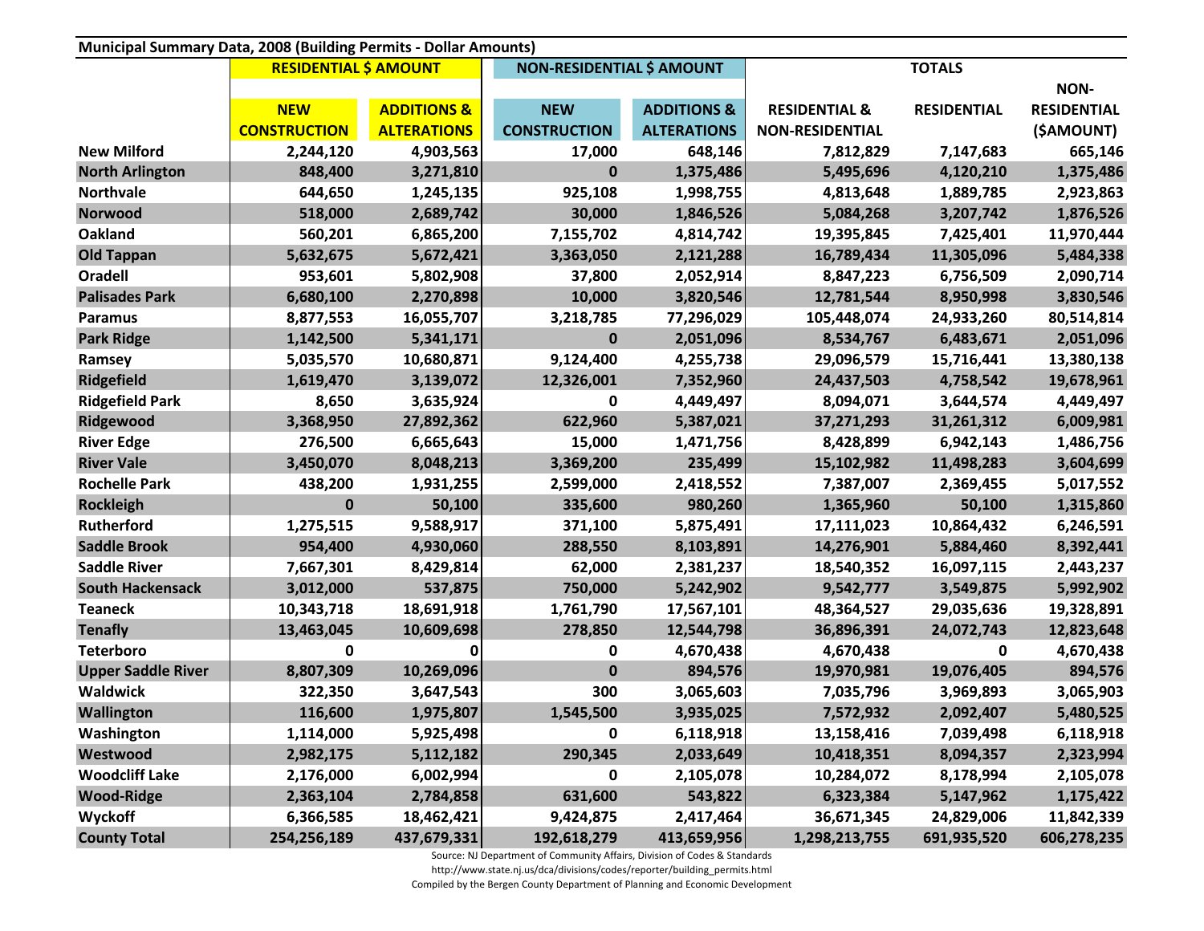**Municipal Summary Data, 2008 (Building Permits - Dollar Amounts)**

| | RESIDENTIAL $ AMOUNT | | NON-RESIDENTIAL $ AMOUNT | | TOTALS | | |
|---|---|---|---|---|---|---|---|
| | NEW CONSTRUCTION | ADDITIONS & ALTERATIONS | NEW CONSTRUCTION | ADDITIONS & ALTERATIONS | RESIDENTIAL & NON-RESIDENTIAL | RESIDENTIAL | NON-RESIDENTIAL ($AMOUNT) |
| New Milford | 2,244,120 | 4,903,563 | 17,000 | 648,146 | 7,812,829 | 7,147,683 | 665,146 |
| North Arlington | 848,400 | 3,271,810 | 0 | 1,375,486 | 5,495,696 | 4,120,210 | 1,375,486 |
| Northvale | 644,650 | 1,245,135 | 925,108 | 1,998,755 | 4,813,648 | 1,889,785 | 2,923,863 |
| Norwood | 518,000 | 2,689,742 | 30,000 | 1,846,526 | 5,084,268 | 3,207,742 | 1,876,526 |
| Oakland | 560,201 | 6,865,200 | 7,155,702 | 4,814,742 | 19,395,845 | 7,425,401 | 11,970,444 |
| Old Tappan | 5,632,675 | 5,672,421 | 3,363,050 | 2,121,288 | 16,789,434 | 11,305,096 | 5,484,338 |
| Oradell | 953,601 | 5,802,908 | 37,800 | 2,052,914 | 8,847,223 | 6,756,509 | 2,090,714 |
| Palisades Park | 6,680,100 | 2,270,898 | 10,000 | 3,820,546 | 12,781,544 | 8,950,998 | 3,830,546 |
| Paramus | 8,877,553 | 16,055,707 | 3,218,785 | 77,296,029 | 105,448,074 | 24,933,260 | 80,514,814 |
| Park Ridge | 1,142,500 | 5,341,171 | 0 | 2,051,096 | 8,534,767 | 6,483,671 | 2,051,096 |
| Ramsey | 5,035,570 | 10,680,871 | 9,124,400 | 4,255,738 | 29,096,579 | 15,716,441 | 13,380,138 |
| Ridgefield | 1,619,470 | 3,139,072 | 12,326,001 | 7,352,960 | 24,437,503 | 4,758,542 | 19,678,961 |
| Ridgefield Park | 8,650 | 3,635,924 | 0 | 4,449,497 | 8,094,071 | 3,644,574 | 4,449,497 |
| Ridgewood | 3,368,950 | 27,892,362 | 622,960 | 5,387,021 | 37,271,293 | 31,261,312 | 6,009,981 |
| River Edge | 276,500 | 6,665,643 | 15,000 | 1,471,756 | 8,428,899 | 6,942,143 | 1,486,756 |
| River Vale | 3,450,070 | 8,048,213 | 3,369,200 | 235,499 | 15,102,982 | 11,498,283 | 3,604,699 |
| Rochelle Park | 438,200 | 1,931,255 | 2,599,000 | 2,418,552 | 7,387,007 | 2,369,455 | 5,017,552 |
| Rockleigh | 0 | 50,100 | 335,600 | 980,260 | 1,365,960 | 50,100 | 1,315,860 |
| Rutherford | 1,275,515 | 9,588,917 | 371,100 | 5,875,491 | 17,111,023 | 10,864,432 | 6,246,591 |
| Saddle Brook | 954,400 | 4,930,060 | 288,550 | 8,103,891 | 14,276,901 | 5,884,460 | 8,392,441 |
| Saddle River | 7,667,301 | 8,429,814 | 62,000 | 2,381,237 | 18,540,352 | 16,097,115 | 2,443,237 |
| South Hackensack | 3,012,000 | 537,875 | 750,000 | 5,242,902 | 9,542,777 | 3,549,875 | 5,992,902 |
| Teaneck | 10,343,718 | 18,691,918 | 1,761,790 | 17,567,101 | 48,364,527 | 29,035,636 | 19,328,891 |
| Tenafly | 13,463,045 | 10,609,698 | 278,850 | 12,544,798 | 36,896,391 | 24,072,743 | 12,823,648 |
| Teterboro | 0 | 0 | 0 | 4,670,438 | 4,670,438 | 0 | 4,670,438 |
| Upper Saddle River | 8,807,309 | 10,269,096 | 0 | 894,576 | 19,970,981 | 19,076,405 | 894,576 |
| Waldwick | 322,350 | 3,647,543 | 300 | 3,065,603 | 7,035,796 | 3,969,893 | 3,065,903 |
| Wallington | 116,600 | 1,975,807 | 1,545,500 | 3,935,025 | 7,572,932 | 2,092,407 | 5,480,525 |
| Washington | 1,114,000 | 5,925,498 | 0 | 6,118,918 | 13,158,416 | 7,039,498 | 6,118,918 |
| Westwood | 2,982,175 | 5,112,182 | 290,345 | 2,033,649 | 10,418,351 | 8,094,357 | 2,323,994 |
| Woodcliff Lake | 2,176,000 | 6,002,994 | 0 | 2,105,078 | 10,284,072 | 8,178,994 | 2,105,078 |
| Wood-Ridge | 2,363,104 | 2,784,858 | 631,600 | 543,822 | 6,323,384 | 5,147,962 | 1,175,422 |
| Wyckoff | 6,366,585 | 18,462,421 | 9,424,875 | 2,417,464 | 36,671,345 | 24,829,006 | 11,842,339 |
| County Total | 254,256,189 | 437,679,331 | 192,618,279 | 413,659,956 | 1,298,213,755 | 691,935,520 | 606,278,235 |

Source: NJ Department of Community Affairs, Division of Codes & Standards

http://www.state.nj.us/dca/divisions/codes/reporter/building_permits.html

Compiled by the Bergen County Department of Planning and Economic Development